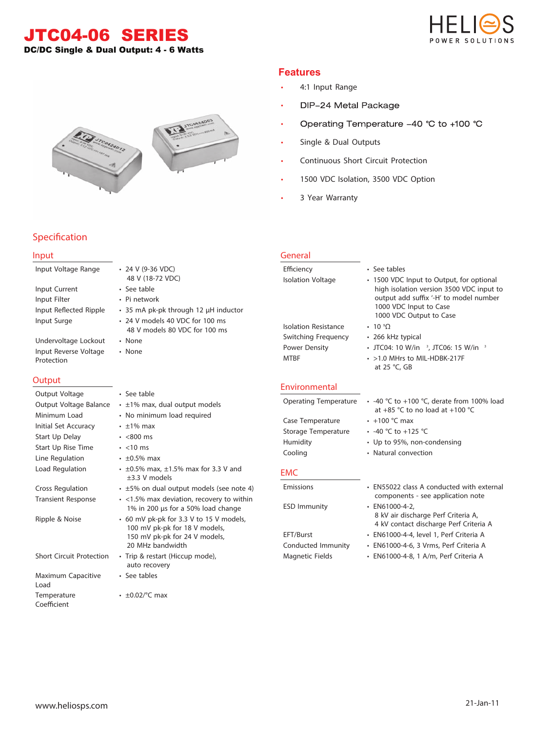# JTC04-06 SERIES

**DC/DC Single & Dual Output: 4 - 6 Watts**

## Features

- 4:1 Input Range
- DIP–24 Metal Package
- Operating Temperature –40 °C to +100 °C
- Single & Dual Outputs
- Continuous Short Circuit Protection
- 1500 VDC Isolation, 3500 VDC Option
- 3 Year Warranty

## Specification

### Input

| | |
|---|---|
| Input Voltage Range | • 24 V (9-36 VDC)<br>48 V (18-72 VDC) |
| Input Current | • See table |
| Input Filter | • Pi network |
| Input Reflected Ripple | • 35 mA pk-pk through 12 µH inductor |
| Input Surge | • 24 V models 40 VDC for 100 ms<br>48 V models 80 VDC for 100 ms |
| Undervoltage Lockout | • None |
| Input Reverse Voltage Protection | • None |

### Output

| | |
|---|---|
| Output Voltage | • See table |
| Output Voltage Balance | • ±1% max, dual output models |
| Minimum Load | • No minimum load required |
| Initial Set Accuracy | • ±1% max |
| Start Up Delay | • <800 ms |
| Start Up Rise Time | • <10 ms |
| Line Regulation | • ±0.5% max |
| Load Regulation | • ±0.5% max, ±1.5% max for 3.3 V and ±3.3 V models |
| Cross Regulation | • ±5% on dual output models (see note 4) |
| Transient Response | • <1.5% max deviation, recovery to within 1% in 200 µs for a 50% load change |
| Ripple & Noise | • 60 mV pk-pk for 3.3 V to 15 V models,<br>100 mV pk-pk for 18 V models,<br>150 mV pk-pk for 24 V models,<br>20 MHz bandwidth |
| Short Circuit Protection | • Trip & restart (Hiccup mode), auto recovery |
| Maximum Capacitive Load | • See tables |
| Temperature Coefficient | • ±0.02/°C max |

### General

| | |
|---|---|
| Efficiency | • See tables |
| Isolation Voltage | • 1500 VDC Input to Output, for optional high isolation version 3500 VDC input to output add suffix '-H' to model number<br>1000 VDC Input to Case<br>1000 VDC Output to Case |
| Isolation Resistance | • $10^9\,\Omega$ |
| Switching Frequency | • 266 kHz typical |
| Power Density | • JTC04: 10 W/in$^3$, JTC06: 15 W/in$^3$ |
| MTBF | • >1.0 MHrs to MIL-HDBK-217F at 25 °C, GB |

### Environmental

| | |
|---|---|
| Operating Temperature | • -40 °C to +100 °C, derate from 100% load at +85 °C to no load at +100 °C |
| Case Temperature | • +100 °C max |
| Storage Temperature | • -40 °C to +125 °C |
| Humidity | • Up to 95%, non-condensing |
| Cooling | • Natural convection |

### EMC

| | |
|---|---|
| Emissions | • EN55022 class A conducted with external components - see application note |
| ESD Immunity | • EN61000-4-2,<br>8 kV air discharge Perf Criteria A,<br>4 kV contact discharge Perf Criteria A |
| EFT/Burst | • EN61000-4-4, level 1, Perf Criteria A |
| Conducted Immunity | • EN61000-4-6, 3 Vrms, Perf Criteria A |
| Magnetic Fields | • EN61000-4-8, 1 A/m, Perf Criteria A |

www.heliosps.com

21-Jan-11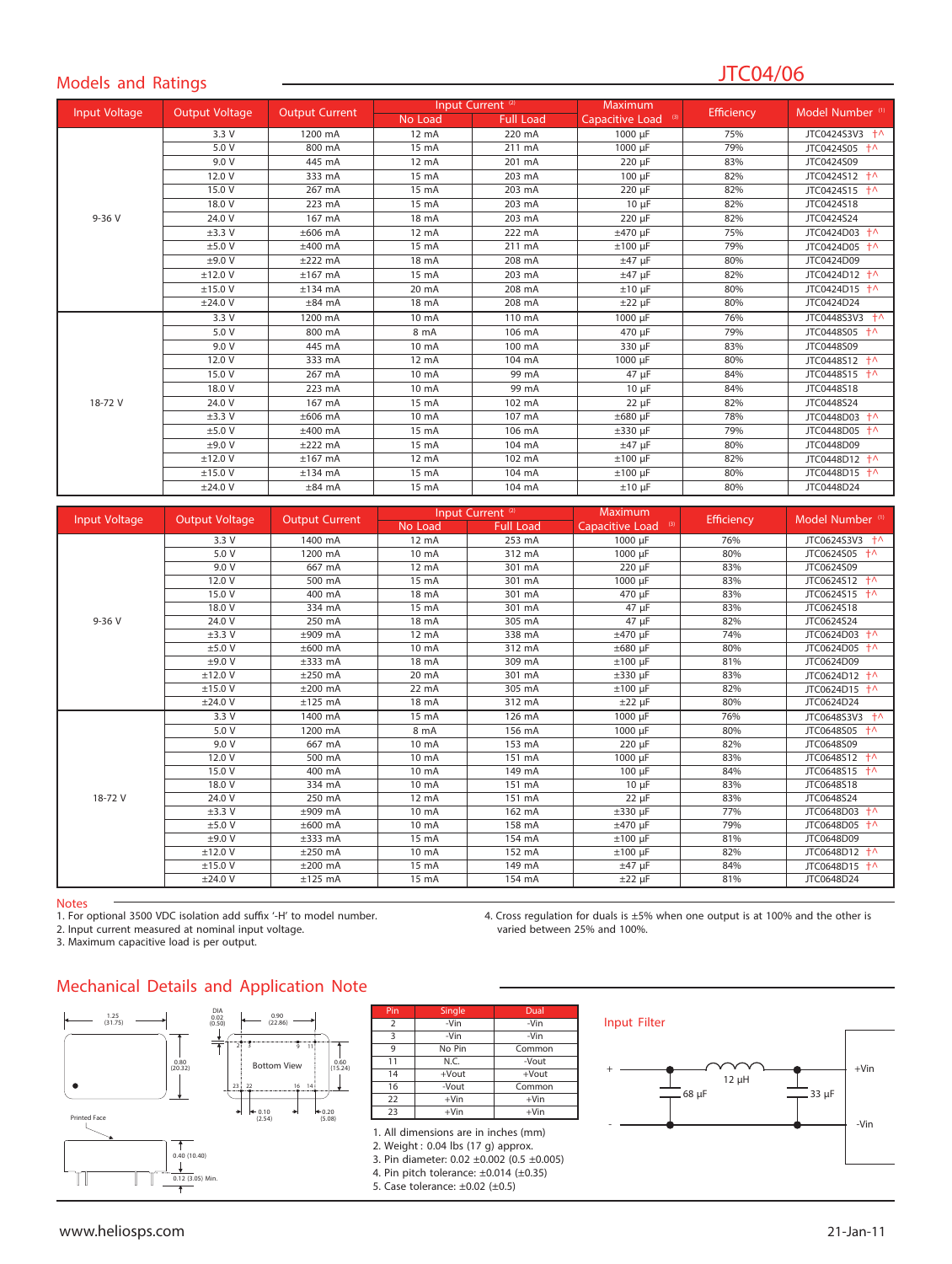## Models and Ratings

JTC04/06

| Input Voltage | Output Voltage | Output Current | Input Current [2] | | Maximum Capacitive Load [3] | Efficiency | Model Number [1] |
|---|---|---|---|---|---|---|---|
| | | | No Load | Full Load | | | |
| 9-36 V | 3.3 V | 1200 mA | 12 mA | 220 mA | 1000 µF | 75% | JTC0424S3V3 †^ |
| | 5.0 V | 800 mA | 15 mA | 211 mA | 1000 µF | 79% | JTC0424S05 †^ |
| | 9.0 V | 445 mA | 12 mA | 201 mA | 220 µF | 83% | JTC0424S09 |
| | 12.0 V | 333 mA | 15 mA | 203 mA | 100 µF | 82% | JTC0424S12 †^ |
| | 15.0 V | 267 mA | 15 mA | 203 mA | 220 µF | 82% | JTC0424S15 †^ |
| | 18.0 V | 223 mA | 15 mA | 203 mA | 10 µF | 82% | JTC0424S18 |
| | 24.0 V | 167 mA | 18 mA | 203 mA | 220 µF | 82% | JTC0424S24 |
| | ±3.3 V | ±606 mA | 12 mA | 222 mA | ±470 µF | 75% | JTC0424D03 †^ |
| | ±5.0 V | ±400 mA | 15 mA | 211 mA | ±100 µF | 79% | JTC0424D05 †^ |
| | ±9.0 V | ±222 mA | 18 mA | 208 mA | ±47 µF | 80% | JTC0424D09 |
| | ±12.0 V | ±167 mA | 15 mA | 203 mA | ±47 µF | 82% | JTC0424D12 †^ |
| | ±15.0 V | ±134 mA | 20 mA | 208 mA | ±10 µF | 80% | JTC0424D15 †^ |
| | ±24.0 V | ±84 mA | 18 mA | 208 mA | ±22 µF | 80% | JTC0424D24 |
| 18-72 V | 3.3 V | 1200 mA | 10 mA | 110 mA | 1000 µF | 76% | JTC0448S3V3 †^ |
| | 5.0 V | 800 mA | 8 mA | 106 mA | 470 µF | 79% | JTC0448S05 †^ |
| | 9.0 V | 445 mA | 10 mA | 100 mA | 330 µF | 83% | JTC0448S09 |
| | 12.0 V | 333 mA | 12 mA | 104 mA | 1000 µF | 80% | JTC0448S12 †^ |
| | 15.0 V | 267 mA | 10 mA | 99 mA | 47 µF | 84% | JTC0448S15 †^ |
| | 18.0 V | 223 mA | 10 mA | 99 mA | 10 µF | 84% | JTC0448S18 |
| | 24.0 V | 167 mA | 15 mA | 102 mA | 22 µF | 82% | JTC0448S24 |
| | ±3.3 V | ±606 mA | 10 mA | 107 mA | ±680 µF | 78% | JTC0448D03 †^ |
| | ±5.0 V | ±400 mA | 15 mA | 106 mA | ±330 µF | 79% | JTC0448D05 †^ |
| | ±9.0 V | ±222 mA | 15 mA | 104 mA | ±47 µF | 80% | JTC0448D09 |
| | ±12.0 V | ±167 mA | 12 mA | 102 mA | ±100 µF | 82% | JTC0448D12 †^ |
| | ±15.0 V | ±134 mA | 15 mA | 104 mA | ±100 µF | 80% | JTC0448D15 †^ |
| | ±24.0 V | ±84 mA | 15 mA | 104 mA | ±10 µF | 80% | JTC0448D24 |

| Input Voltage | Output Voltage | Output Current | Input Current [2] | | Maximum Capacitive Load [3] | Efficiency | Model Number [1] |
|---|---|---|---|---|---|---|---|
| | | | No Load | Full Load | | | |
| 9-36 V | 3.3 V | 1400 mA | 12 mA | 253 mA | 1000 µF | 76% | JTC0624S3V3 †^ |
| | 5.0 V | 1200 mA | 10 mA | 312 mA | 1000 µF | 80% | JTC0624S05 †^ |
| | 9.0 V | 667 mA | 12 mA | 301 mA | 220 µF | 83% | JTC0624S09 |
| | 12.0 V | 500 mA | 15 mA | 301 mA | 1000 µF | 83% | JTC0624S12 †^ |
| | 15.0 V | 400 mA | 18 mA | 301 mA | 470 µF | 83% | JTC0624S15 †^ |
| | 18.0 V | 334 mA | 15 mA | 301 mA | 47 µF | 83% | JTC0624S18 |
| | 24.0 V | 250 mA | 18 mA | 305 mA | 47 µF | 82% | JTC0624S24 |
| | ±3.3 V | ±909 mA | 12 mA | 338 mA | ±470 µF | 74% | JTC0624D03 †^ |
| | ±5.0 V | ±600 mA | 10 mA | 312 mA | ±680 µF | 80% | JTC0624D05 †^ |
| | ±9.0 V | ±333 mA | 18 mA | 309 mA | ±100 µF | 81% | JTC0624D09 |
| | ±12.0 V | ±250 mA | 20 mA | 301 mA | ±330 µF | 83% | JTC0624D12 †^ |
| | ±15.0 V | ±200 mA | 22 mA | 305 mA | ±100 µF | 82% | JTC0624D15 †^ |
| | ±24.0 V | ±125 mA | 18 mA | 312 mA | ±22 µF | 80% | JTC0624D24 |
| 18-72 V | 3.3 V | 1400 mA | 15 mA | 126 mA | 1000 µF | 76% | JTC0648S3V3 †^ |
| | 5.0 V | 1200 mA | 8 mA | 156 mA | 1000 µF | 80% | JTC0648S05 †^ |
| | 9.0 V | 667 mA | 10 mA | 153 mA | 220 µF | 82% | JTC0648S09 |
| | 12.0 V | 500 mA | 10 mA | 151 mA | 1000 µF | 83% | JTC0648S12 †^ |
| | 15.0 V | 400 mA | 10 mA | 149 mA | 100 µF | 84% | JTC0648S15 †^ |
| | 18.0 V | 334 mA | 10 mA | 151 mA | 10 µF | 83% | JTC0648S18 |
| | 24.0 V | 250 mA | 12 mA | 151 mA | 22 µF | 83% | JTC0648S24 |
| | ±3.3 V | ±909 mA | 10 mA | 162 mA | ±330 µF | 77% | JTC0648D03 †^ |
| | ±5.0 V | ±600 mA | 10 mA | 158 mA | ±470 µF | 79% | JTC0648D05 †^ |
| | ±9.0 V | ±333 mA | 15 mA | 154 mA | ±100 µF | 81% | JTC0648D09 |
| | ±12.0 V | ±250 mA | 10 mA | 152 mA | ±100 µF | 82% | JTC0648D12 †^ |
| | ±15.0 V | ±200 mA | 15 mA | 149 mA | ±47 µF | 84% | JTC0648D15 †^ |
| | ±24.0 V | ±125 mA | 15 mA | 154 mA | ±22 µF | 81% | JTC0648D24 |

### Notes

1. For optional 3500 VDC isolation add suffix '-H' to model number.
2. Input current measured at nominal input voltage.
3. Maximum capacitive load is per output.
4. Cross regulation for duals is ±5% when one output is at 100% and the other is varied between 25% and 100%.

## Mechanical Details and Application Note

1.25 (31.75)
DIA 0.02 (0.50)
0.90 (22.86)
0.80 (20.32)
Bottom View
0.60 (15.24)
2 3 9 11
23 22 16 14
0.10 (2.54)
0.20 (5.08)
Printed Face
0.40 (10.40)
0.12 (3.05) Min.

| Pin | Single | Dual |
|---|---|---|
| 2 | -Vin | -Vin |
| 3 | -Vin | -Vin |
| 9 | No Pin | Common |
| 11 | N.C. | -Vout |
| 14 | +Vout | +Vout |
| 16 | -Vout | Common |
| 22 | +Vin | +Vin |
| 23 | +Vin | +Vin |

1. All dimensions are in inches (mm)
2. Weight : 0.04 lbs (17 g) approx.
3. Pin diameter: 0.02 ±0.002 (0.5 ±0.005)
4. Pin pitch tolerance: ±0.014 (±0.35)
5. Case tolerance: ±0.02 (±0.5)

### Input Filter

+
-
12 µH
68 µF
33 µF
+Vin
-Vin

www.heliosps.com

21-Jan-11